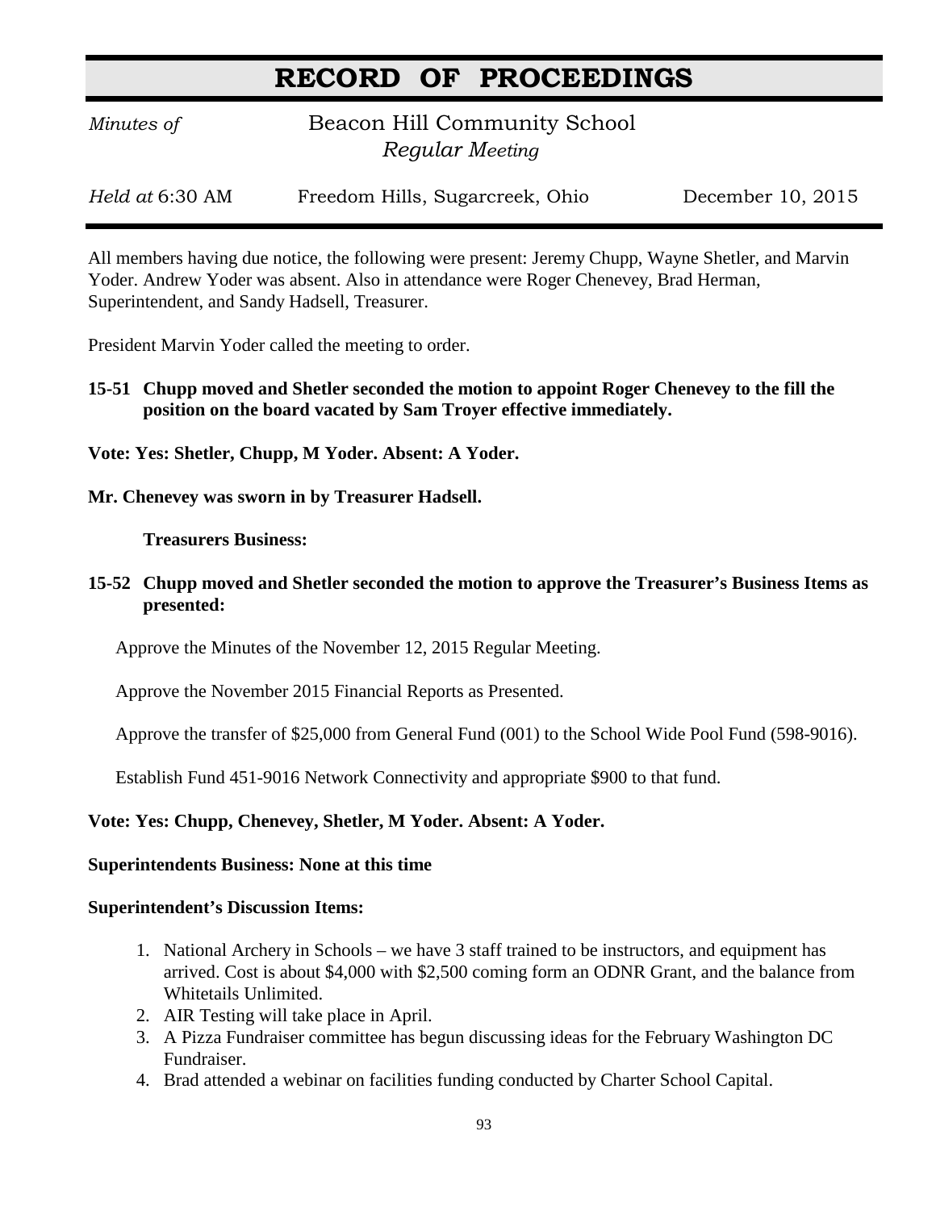# RECORD OF PROCEEDINGS

*Minutes of* Beacon Hill Community School
*Regular Meeting*

*Held at* 6:30 AM Freedom Hills, Sugarcreek, Ohio December 10, 2015

All members having due notice, the following were present: Jeremy Chupp, Wayne Shetler, and Marvin Yoder. Andrew Yoder was absent. Also in attendance were Roger Chenevey, Brad Herman, Superintendent, and Sandy Hadsell, Treasurer.

President Marvin Yoder called the meeting to order.

**15-51 Chupp moved and Shetler seconded the motion to appoint Roger Chenevey to the fill the position on the board vacated by Sam Troyer effective immediately.**

**Vote: Yes: Shetler, Chupp, M Yoder. Absent: A Yoder.**

**Mr. Chenevey was sworn in by Treasurer Hadsell.**

**Treasurers Business:**

**15-52 Chupp moved and Shetler seconded the motion to approve the Treasurer's Business Items as presented:**

Approve the Minutes of the November 12, 2015 Regular Meeting.

Approve the November 2015 Financial Reports as Presented.

Approve the transfer of $25,000 from General Fund (001) to the School Wide Pool Fund (598-9016).

Establish Fund 451-9016 Network Connectivity and appropriate $900 to that fund.

**Vote: Yes: Chupp, Chenevey, Shetler, M Yoder. Absent: A Yoder.**

**Superintendents Business: None at this time**

**Superintendent's Discussion Items:**

1. National Archery in Schools – we have 3 staff trained to be instructors, and equipment has arrived. Cost is about $4,000 with $2,500 coming form an ODNR Grant, and the balance from Whitetails Unlimited.
2. AIR Testing will take place in April.
3. A Pizza Fundraiser committee has begun discussing ideas for the February Washington DC Fundraiser.
4. Brad attended a webinar on facilities funding conducted by Charter School Capital.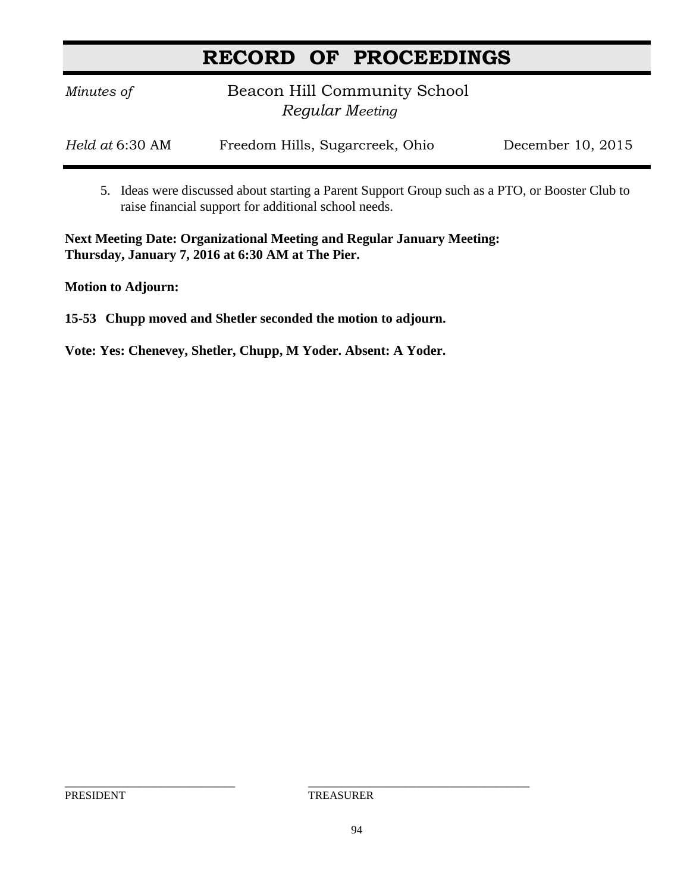# RECORD OF PROCEEDINGS

*Minutes of* Beacon Hill Community School
*Regular Meeting*

*Held at* 6:30 AM Freedom Hills, Sugarcreek, Ohio December 10, 2015

5. Ideas were discussed about starting a Parent Support Group such as a PTO, or Booster Club to raise financial support for additional school needs.

**Next Meeting Date: Organizational Meeting and Regular January Meeting: Thursday, January 7, 2016 at 6:30 AM at The Pier.**

**Motion to Adjourn:**

**15-53 Chupp moved and Shetler seconded the motion to adjourn.**

**Vote: Yes: Chenevey, Shetler, Chupp, M Yoder. Absent: A Yoder.**

_____________________________ _____________________________________
PRESIDENT TREASURER